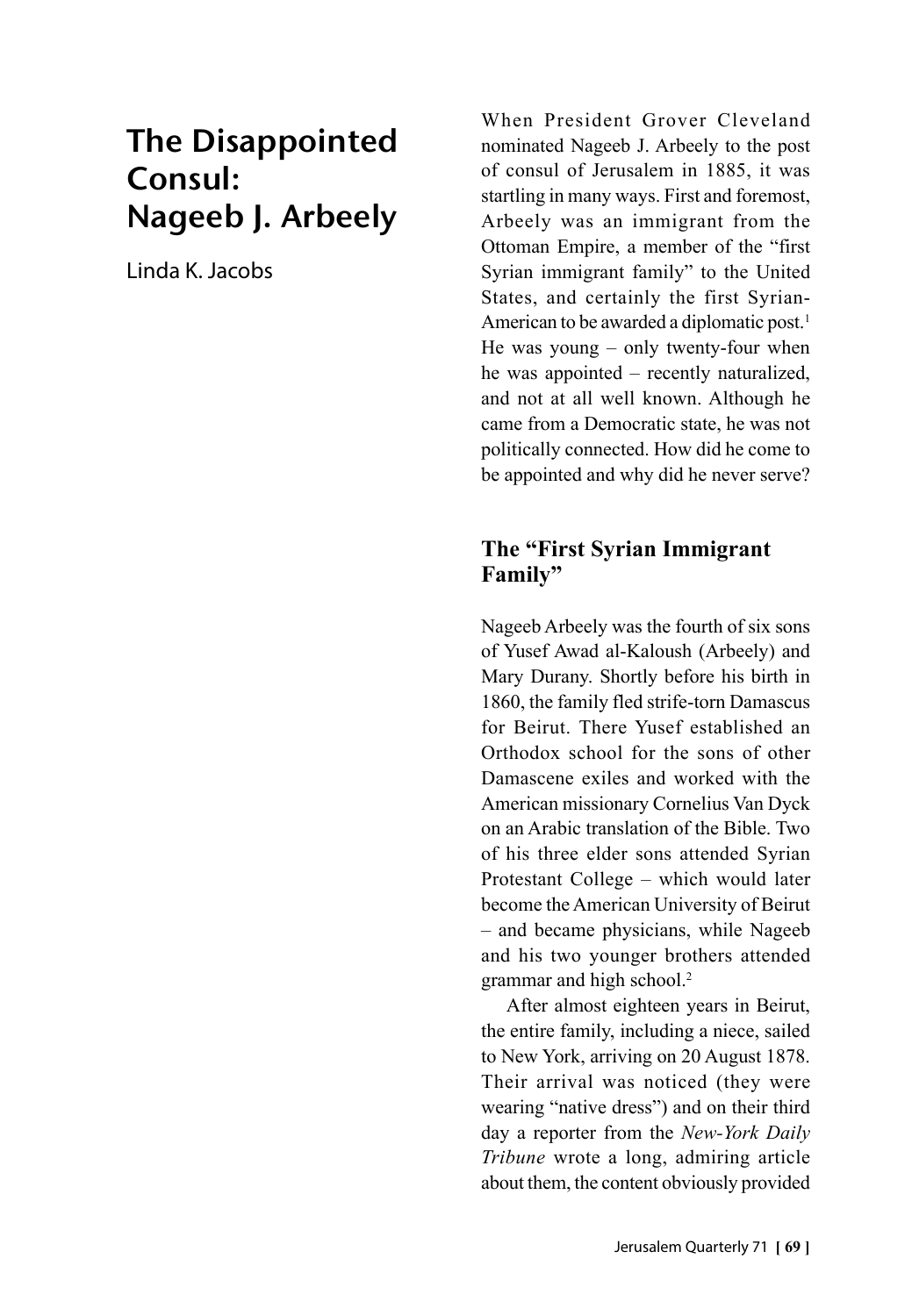# The Disappointed Consul: Nageeb J. Arbeely

Linda K. Jacobs

When President Grover Cleveland nominated Nageeb J. Arbeely to the post of consul of Jerusalem in 1885, it was startling in many ways. First and foremost, Arbeely was an immigrant from the Ottoman Empire, a member of the "first Syrian immigrant family" to the United States, and certainly the first Syrian-American to be awarded a diplomatic post.[1] He was young – only twenty-four when he was appointed – recently naturalized, and not at all well known. Although he came from a Democratic state, he was not politically connected. How did he come to be appointed and why did he never serve?

## The "First Syrian Immigrant Family"

Nageeb Arbeely was the fourth of six sons of Yusef Awad al-Kaloush (Arbeely) and Mary Durany. Shortly before his birth in 1860, the family fled strife-torn Damascus for Beirut. There Yusef established an Orthodox school for the sons of other Damascene exiles and worked with the American missionary Cornelius Van Dyck on an Arabic translation of the Bible. Two of his three elder sons attended Syrian Protestant College – which would later become the American University of Beirut – and became physicians, while Nageeb and his two younger brothers attended grammar and high school.[2]

After almost eighteen years in Beirut, the entire family, including a niece, sailed to New York, arriving on 20 August 1878. Their arrival was noticed (they were wearing "native dress") and on their third day a reporter from the *New-York Daily Tribune* wrote a long, admiring article about them, the content obviously provided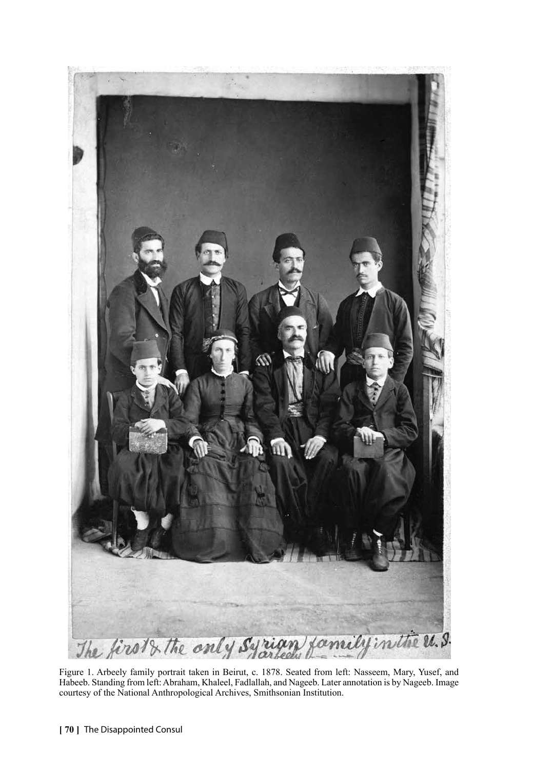The first & the only Syrian family in the U.S.
Arbeely

Figure 1. Arbeely family portrait taken in Beirut, c. 1878. Seated from left: Nasseem, Mary, Yusef, and Habeeb. Standing from left: Abraham, Khaleel, Fadlallah, and Nageeb. Later annotation is by Nageeb. Image courtesy of the National Anthropological Archives, Smithsonian Institution.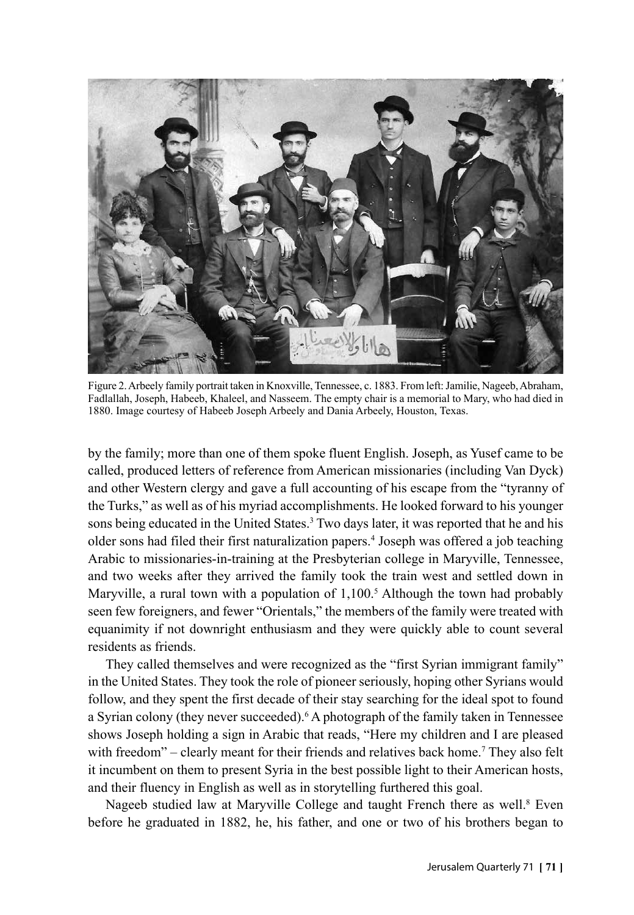Figure 2. Arbeely family portrait taken in Knoxville, Tennessee, c. 1883. From left: Jamilie, Nageeb, Abraham, Fadlallah, Joseph, Habeeb, Khaleel, and Nasseem. The empty chair is a memorial to Mary, who had died in 1880. Image courtesy of Habeeb Joseph Arbeely and Dania Arbeely, Houston, Texas.

by the family; more than one of them spoke fluent English. Joseph, as Yusef came to be called, produced letters of reference from American missionaries (including Van Dyck) and other Western clergy and gave a full accounting of his escape from the "tyranny of the Turks," as well as of his myriad accomplishments. He looked forward to his younger sons being educated in the United States.[3] Two days later, it was reported that he and his older sons had filed their first naturalization papers.[4] Joseph was offered a job teaching Arabic to missionaries-in-training at the Presbyterian college in Maryville, Tennessee, and two weeks after they arrived the family took the train west and settled down in Maryville, a rural town with a population of 1,100.[5] Although the town had probably seen few foreigners, and fewer "Orientals," the members of the family were treated with equanimity if not downright enthusiasm and they were quickly able to count several residents as friends.

They called themselves and were recognized as the "first Syrian immigrant family" in the United States. They took the role of pioneer seriously, hoping other Syrians would follow, and they spent the first decade of their stay searching for the ideal spot to found a Syrian colony (they never succeeded).[6] A photograph of the family taken in Tennessee shows Joseph holding a sign in Arabic that reads, "Here my children and I are pleased with freedom" – clearly meant for their friends and relatives back home.[7] They also felt it incumbent on them to present Syria in the best possible light to their American hosts, and their fluency in English as well as in storytelling furthered this goal.

Nageeb studied law at Maryville College and taught French there as well.[8] Even before he graduated in 1882, he, his father, and one or two of his brothers began to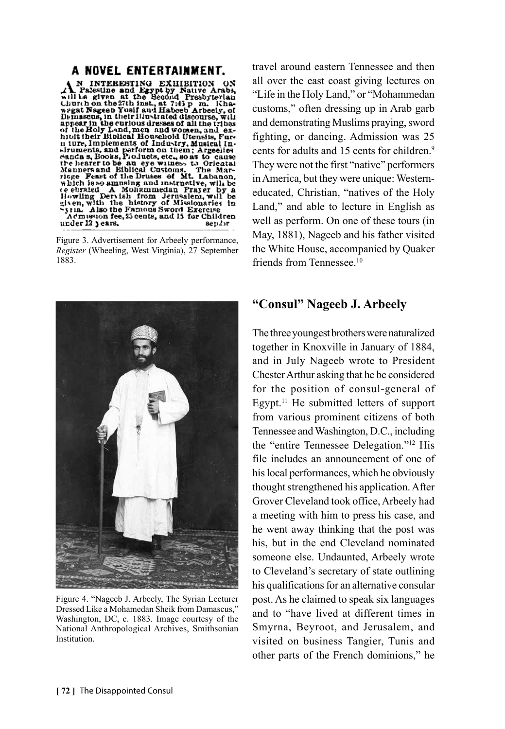## A NOVEL ENTERTAINMENT.

AN INTERESTING EXHIBITION ON Palestine and Egypt by Native Arabs, will be given at the Second Presbyterian Church on the 27th inst., at 7:45 p. m. Khawagat Nageeb Yusif and Habeeb Arbeely, of Damascus, in their illustrated discourse, will appear in the curious dresses of all the tribes of the Holy Land, men and women, and exhibit their Biblical Household Utensils, Furniture, Implements of Industry, Musical Instruments, and perform on them; Argeelies, Sandals, Books, Products, etc., so as to cause the hearer to be an eye witness to Oriental Manners and Biblical Customs. The Marriage Feast of the Druses of Mt. Lebanon, which is so amusing and instructive, will be celebrated. A Mohammedan Prayer by a Howling Dervish from Jerusalem, will be given, with the history of Missionaries in Syria. Also the Famous Sword Exercise.
Admission fee, 25 cents, and 15 for Children under 12 years. sep24r

Figure 3. Advertisement for Arbeely performance, *Register* (Wheeling, West Virginia), 27 September 1883.

Figure 4. "Nageeb J. Arbeely, The Syrian Lecturer Dressed Like a Mohamedan Sheik from Damascus," Washington, DC, c. 1883. Image courtesy of the National Anthropological Archives, Smithsonian Institution.

travel around eastern Tennessee and then all over the east coast giving lectures on "Life in the Holy Land," or "Mohammedan customs," often dressing up in Arab garb and demonstrating Muslims praying, sword fighting, or dancing. Admission was 25 cents for adults and 15 cents for children.[9] They were not the first "native" performers in America, but they were unique: Western-educated, Christian, "natives of the Holy Land," and able to lecture in English as well as perform. On one of these tours (in May, 1881), Nageeb and his father visited the White House, accompanied by Quaker friends from Tennessee.[10]

## "Consul" Nageeb J. Arbeely

The three youngest brothers were naturalized together in Knoxville in January of 1884, and in July Nageeb wrote to President Chester Arthur asking that he be considered for the position of consul-general of Egypt.[11] He submitted letters of support from various prominent citizens of both Tennessee and Washington, D.C., including the "entire Tennessee Delegation."[12] His file includes an announcement of one of his local performances, which he obviously thought strengthened his application. After Grover Cleveland took office, Arbeely had a meeting with him to press his case, and he went away thinking that the post was his, but in the end Cleveland nominated someone else. Undaunted, Arbeely wrote to Cleveland's secretary of state outlining his qualifications for an alternative consular post. As he claimed to speak six languages and to "have lived at different times in Smyrna, Beyroot, and Jerusalem, and visited on business Tangier, Tunis and other parts of the French dominions," he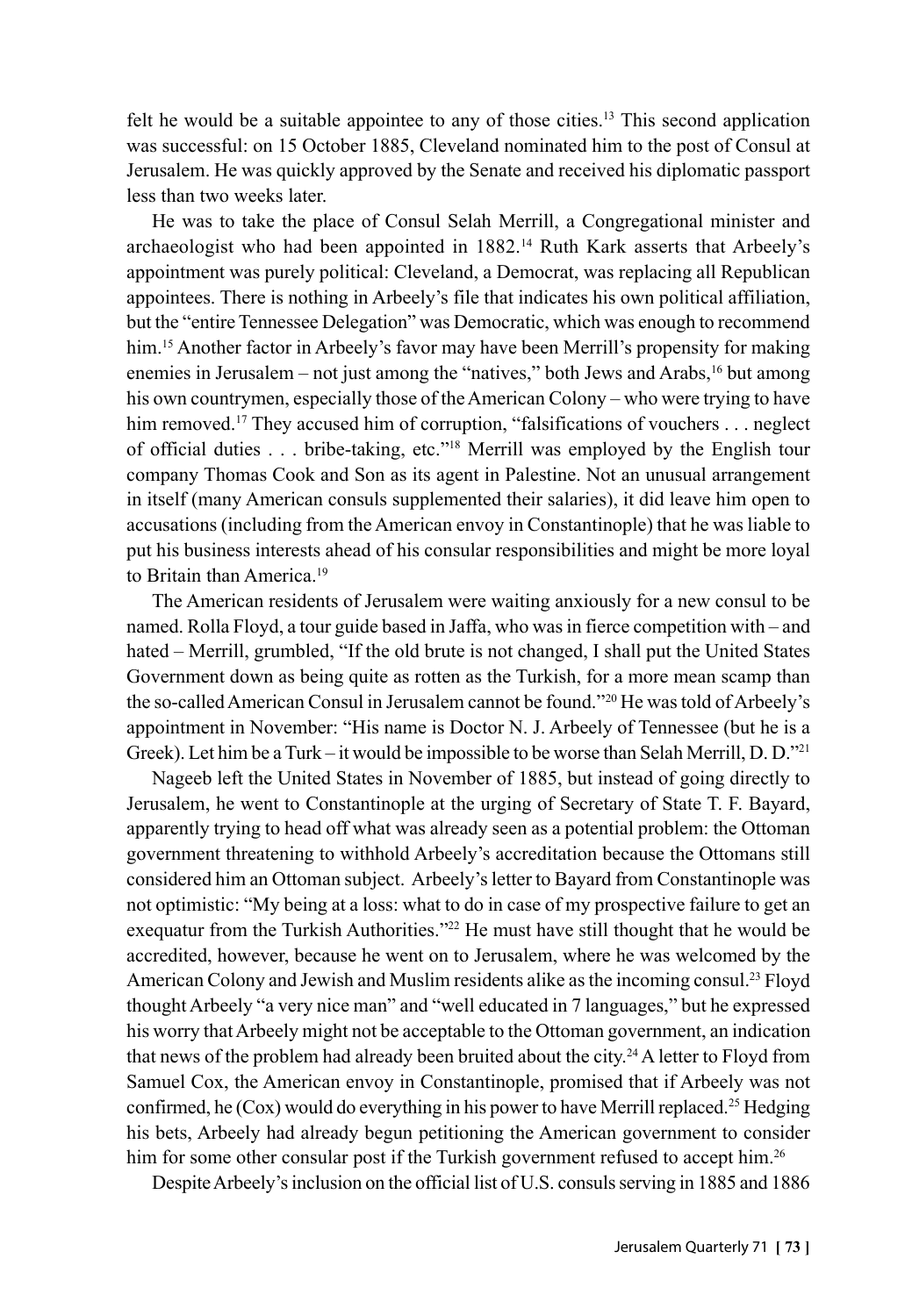felt he would be a suitable appointee to any of those cities.[13] This second application was successful: on 15 October 1885, Cleveland nominated him to the post of Consul at Jerusalem. He was quickly approved by the Senate and received his diplomatic passport less than two weeks later.

He was to take the place of Consul Selah Merrill, a Congregational minister and archaeologist who had been appointed in 1882.[14] Ruth Kark asserts that Arbeely's appointment was purely political: Cleveland, a Democrat, was replacing all Republican appointees. There is nothing in Arbeely's file that indicates his own political affiliation, but the "entire Tennessee Delegation" was Democratic, which was enough to recommend him.[15] Another factor in Arbeely's favor may have been Merrill's propensity for making enemies in Jerusalem – not just among the "natives," both Jews and Arabs,[16] but among his own countrymen, especially those of the American Colony – who were trying to have him removed.[17] They accused him of corruption, "falsifications of vouchers . . . neglect of official duties . . . bribe-taking, etc."[18] Merrill was employed by the English tour company Thomas Cook and Son as its agent in Palestine. Not an unusual arrangement in itself (many American consuls supplemented their salaries), it did leave him open to accusations (including from the American envoy in Constantinople) that he was liable to put his business interests ahead of his consular responsibilities and might be more loyal to Britain than America.[19]

The American residents of Jerusalem were waiting anxiously for a new consul to be named. Rolla Floyd, a tour guide based in Jaffa, who was in fierce competition with – and hated – Merrill, grumbled, "If the old brute is not changed, I shall put the United States Government down as being quite as rotten as the Turkish, for a more mean scamp than the so-called American Consul in Jerusalem cannot be found."[20] He was told of Arbeely's appointment in November: "His name is Doctor N. J. Arbeely of Tennessee (but he is a Greek). Let him be a Turk – it would be impossible to be worse than Selah Merrill, D. D."[21]

Nageeb left the United States in November of 1885, but instead of going directly to Jerusalem, he went to Constantinople at the urging of Secretary of State T. F. Bayard, apparently trying to head off what was already seen as a potential problem: the Ottoman government threatening to withhold Arbeely's accreditation because the Ottomans still considered him an Ottoman subject. Arbeely's letter to Bayard from Constantinople was not optimistic: "My being at a loss: what to do in case of my prospective failure to get an exequatur from the Turkish Authorities."[22] He must have still thought that he would be accredited, however, because he went on to Jerusalem, where he was welcomed by the American Colony and Jewish and Muslim residents alike as the incoming consul.[23] Floyd thought Arbeely "a very nice man" and "well educated in 7 languages," but he expressed his worry that Arbeely might not be acceptable to the Ottoman government, an indication that news of the problem had already been bruited about the city.[24] A letter to Floyd from Samuel Cox, the American envoy in Constantinople, promised that if Arbeely was not confirmed, he (Cox) would do everything in his power to have Merrill replaced.[25] Hedging his bets, Arbeely had already begun petitioning the American government to consider him for some other consular post if the Turkish government refused to accept him.[26]

Despite Arbeely's inclusion on the official list of U.S. consuls serving in 1885 and 1886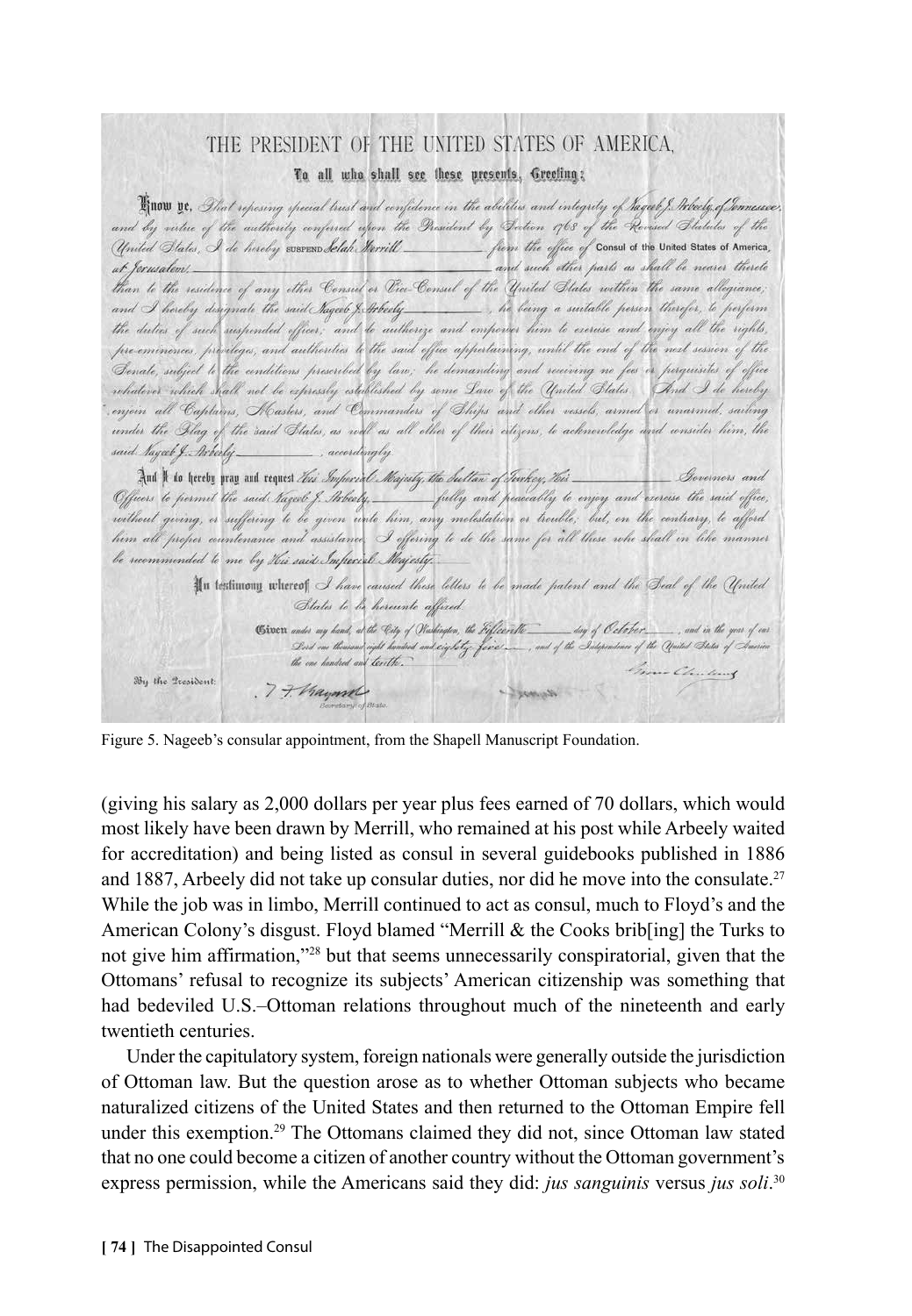Figure 5. Nageeb's consular appointment, from the Shapell Manuscript Foundation.

(giving his salary as 2,000 dollars per year plus fees earned of 70 dollars, which would most likely have been drawn by Merrill, who remained at his post while Arbeely waited for accreditation) and being listed as consul in several guidebooks published in 1886 and 1887, Arbeely did not take up consular duties, nor did he move into the consulate.[27] While the job was in limbo, Merrill continued to act as consul, much to Floyd's and the American Colony's disgust. Floyd blamed "Merrill & the Cooks brib[ing] the Turks to not give him affirmation,"[28] but that seems unnecessarily conspiratorial, given that the Ottomans' refusal to recognize its subjects' American citizenship was something that had bedeviled U.S.–Ottoman relations throughout much of the nineteenth and early twentieth centuries.

Under the capitulatory system, foreign nationals were generally outside the jurisdiction of Ottoman law. But the question arose as to whether Ottoman subjects who became naturalized citizens of the United States and then returned to the Ottoman Empire fell under this exemption.[29] The Ottomans claimed they did not, since Ottoman law stated that no one could become a citizen of another country without the Ottoman government's express permission, while the Americans said they did: *jus sanguinis* versus *jus soli*.[30]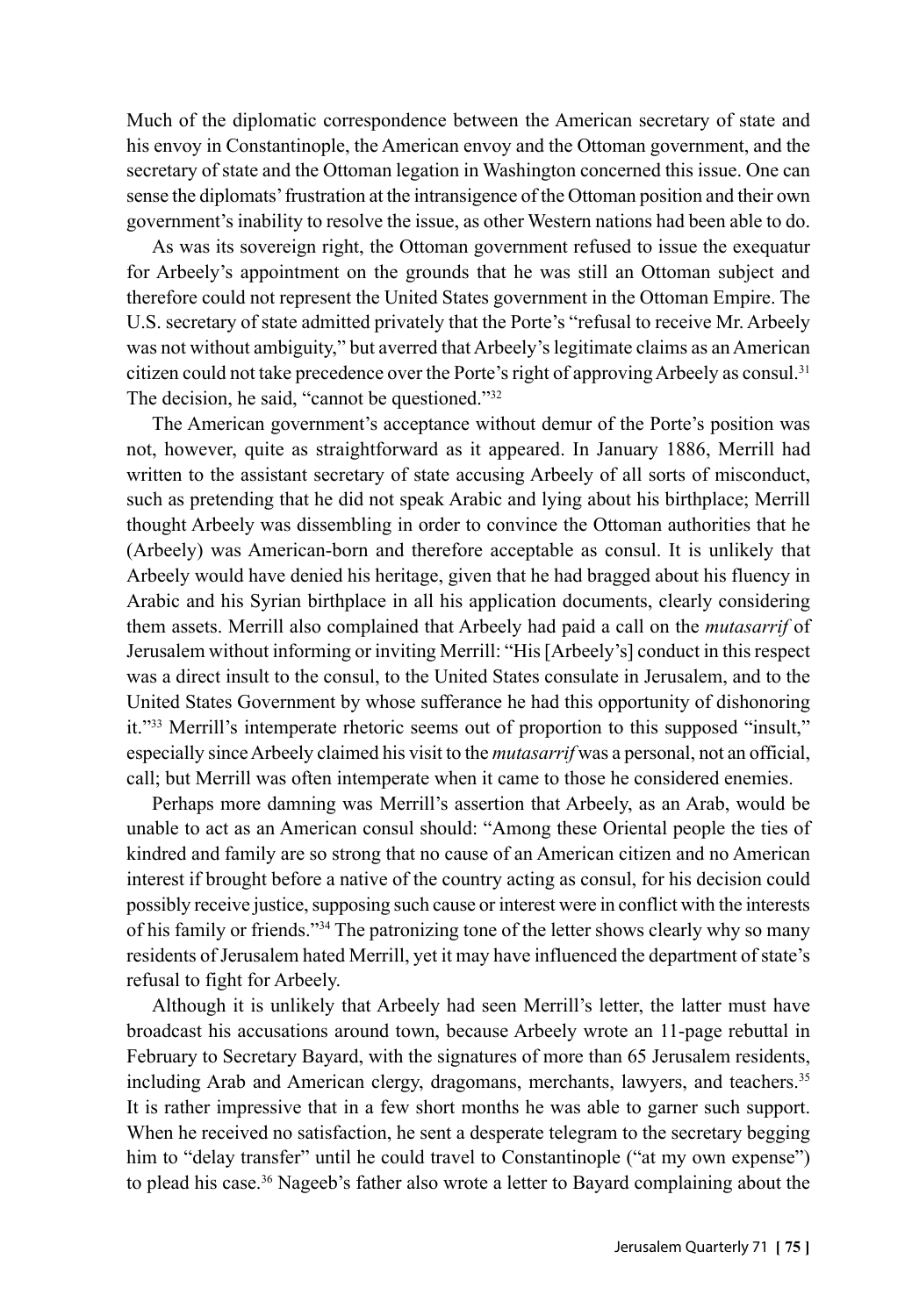Much of the diplomatic correspondence between the American secretary of state and his envoy in Constantinople, the American envoy and the Ottoman government, and the secretary of state and the Ottoman legation in Washington concerned this issue. One can sense the diplomats' frustration at the intransigence of the Ottoman position and their own government's inability to resolve the issue, as other Western nations had been able to do.

As was its sovereign right, the Ottoman government refused to issue the exequatur for Arbeely's appointment on the grounds that he was still an Ottoman subject and therefore could not represent the United States government in the Ottoman Empire. The U.S. secretary of state admitted privately that the Porte's "refusal to receive Mr. Arbeely was not without ambiguity," but averred that Arbeely's legitimate claims as an American citizen could not take precedence over the Porte's right of approving Arbeely as consul.[31] The decision, he said, "cannot be questioned."[32]

The American government's acceptance without demur of the Porte's position was not, however, quite as straightforward as it appeared. In January 1886, Merrill had written to the assistant secretary of state accusing Arbeely of all sorts of misconduct, such as pretending that he did not speak Arabic and lying about his birthplace; Merrill thought Arbeely was dissembling in order to convince the Ottoman authorities that he (Arbeely) was American-born and therefore acceptable as consul. It is unlikely that Arbeely would have denied his heritage, given that he had bragged about his fluency in Arabic and his Syrian birthplace in all his application documents, clearly considering them assets. Merrill also complained that Arbeely had paid a call on the *mutasarrif* of Jerusalem without informing or inviting Merrill: "His [Arbeely's] conduct in this respect was a direct insult to the consul, to the United States consulate in Jerusalem, and to the United States Government by whose sufferance he had this opportunity of dishonoring it."[33] Merrill's intemperate rhetoric seems out of proportion to this supposed "insult," especially since Arbeely claimed his visit to the *mutasarrif* was a personal, not an official, call; but Merrill was often intemperate when it came to those he considered enemies.

Perhaps more damning was Merrill's assertion that Arbeely, as an Arab, would be unable to act as an American consul should: "Among these Oriental people the ties of kindred and family are so strong that no cause of an American citizen and no American interest if brought before a native of the country acting as consul, for his decision could possibly receive justice, supposing such cause or interest were in conflict with the interests of his family or friends."[34] The patronizing tone of the letter shows clearly why so many residents of Jerusalem hated Merrill, yet it may have influenced the department of state's refusal to fight for Arbeely.

Although it is unlikely that Arbeely had seen Merrill's letter, the latter must have broadcast his accusations around town, because Arbeely wrote an 11-page rebuttal in February to Secretary Bayard, with the signatures of more than 65 Jerusalem residents, including Arab and American clergy, dragomans, merchants, lawyers, and teachers.[35] It is rather impressive that in a few short months he was able to garner such support. When he received no satisfaction, he sent a desperate telegram to the secretary begging him to "delay transfer" until he could travel to Constantinople ("at my own expense") to plead his case.[36] Nageeb's father also wrote a letter to Bayard complaining about the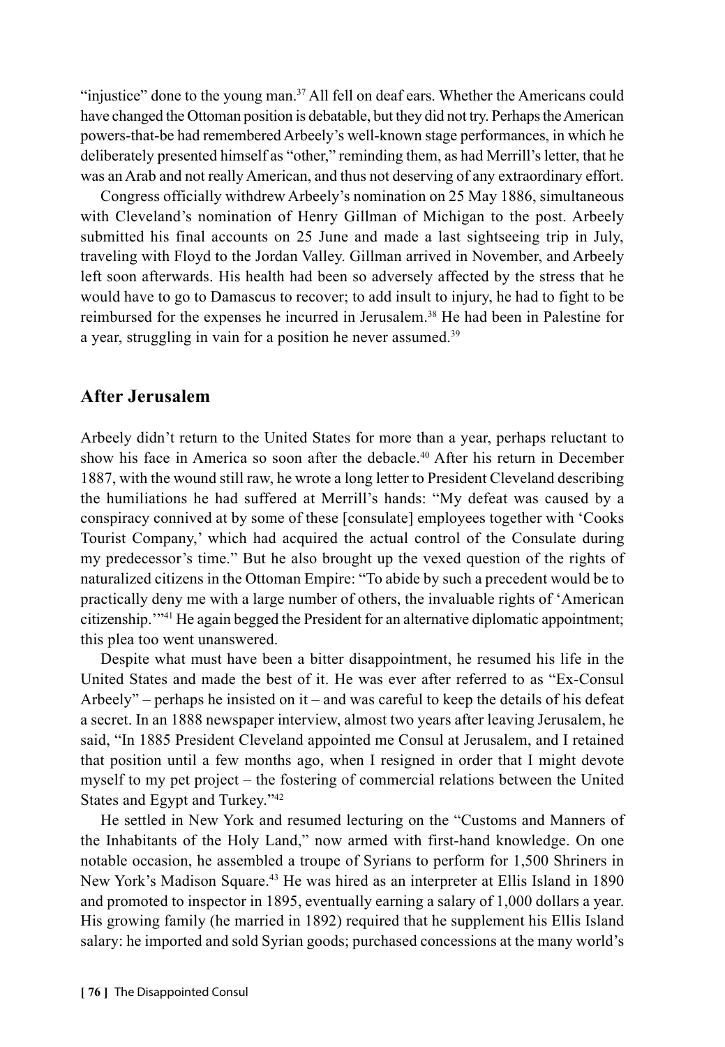"injustice" done to the young man.[37] All fell on deaf ears. Whether the Americans could have changed the Ottoman position is debatable, but they did not try. Perhaps the American powers-that-be had remembered Arbeely's well-known stage performances, in which he deliberately presented himself as "other," reminding them, as had Merrill's letter, that he was an Arab and not really American, and thus not deserving of any extraordinary effort.

Congress officially withdrew Arbeely's nomination on 25 May 1886, simultaneous with Cleveland's nomination of Henry Gillman of Michigan to the post. Arbeely submitted his final accounts on 25 June and made a last sightseeing trip in July, traveling with Floyd to the Jordan Valley. Gillman arrived in November, and Arbeely left soon afterwards. His health had been so adversely affected by the stress that he would have to go to Damascus to recover; to add insult to injury, he had to fight to be reimbursed for the expenses he incurred in Jerusalem.[38] He had been in Palestine for a year, struggling in vain for a position he never assumed.[39]

## After Jerusalem

Arbeely didn't return to the United States for more than a year, perhaps reluctant to show his face in America so soon after the debacle.[40] After his return in December 1887, with the wound still raw, he wrote a long letter to President Cleveland describing the humiliations he had suffered at Merrill's hands: "My defeat was caused by a conspiracy connived at by some of these [consulate] employees together with 'Cooks Tourist Company,' which had acquired the actual control of the Consulate during my predecessor's time." But he also brought up the vexed question of the rights of naturalized citizens in the Ottoman Empire: "To abide by such a precedent would be to practically deny me with a large number of others, the invaluable rights of 'American citizenship.'"[41] He again begged the President for an alternative diplomatic appointment; this plea too went unanswered.

Despite what must have been a bitter disappointment, he resumed his life in the United States and made the best of it. He was ever after referred to as "Ex-Consul Arbeely" – perhaps he insisted on it – and was careful to keep the details of his defeat a secret. In an 1888 newspaper interview, almost two years after leaving Jerusalem, he said, "In 1885 President Cleveland appointed me Consul at Jerusalem, and I retained that position until a few months ago, when I resigned in order that I might devote myself to my pet project – the fostering of commercial relations between the United States and Egypt and Turkey."[42]

He settled in New York and resumed lecturing on the "Customs and Manners of the Inhabitants of the Holy Land," now armed with first-hand knowledge. On one notable occasion, he assembled a troupe of Syrians to perform for 1,500 Shriners in New York's Madison Square.[43] He was hired as an interpreter at Ellis Island in 1890 and promoted to inspector in 1895, eventually earning a salary of 1,000 dollars a year. His growing family (he married in 1892) required that he supplement his Ellis Island salary: he imported and sold Syrian goods; purchased concessions at the many world's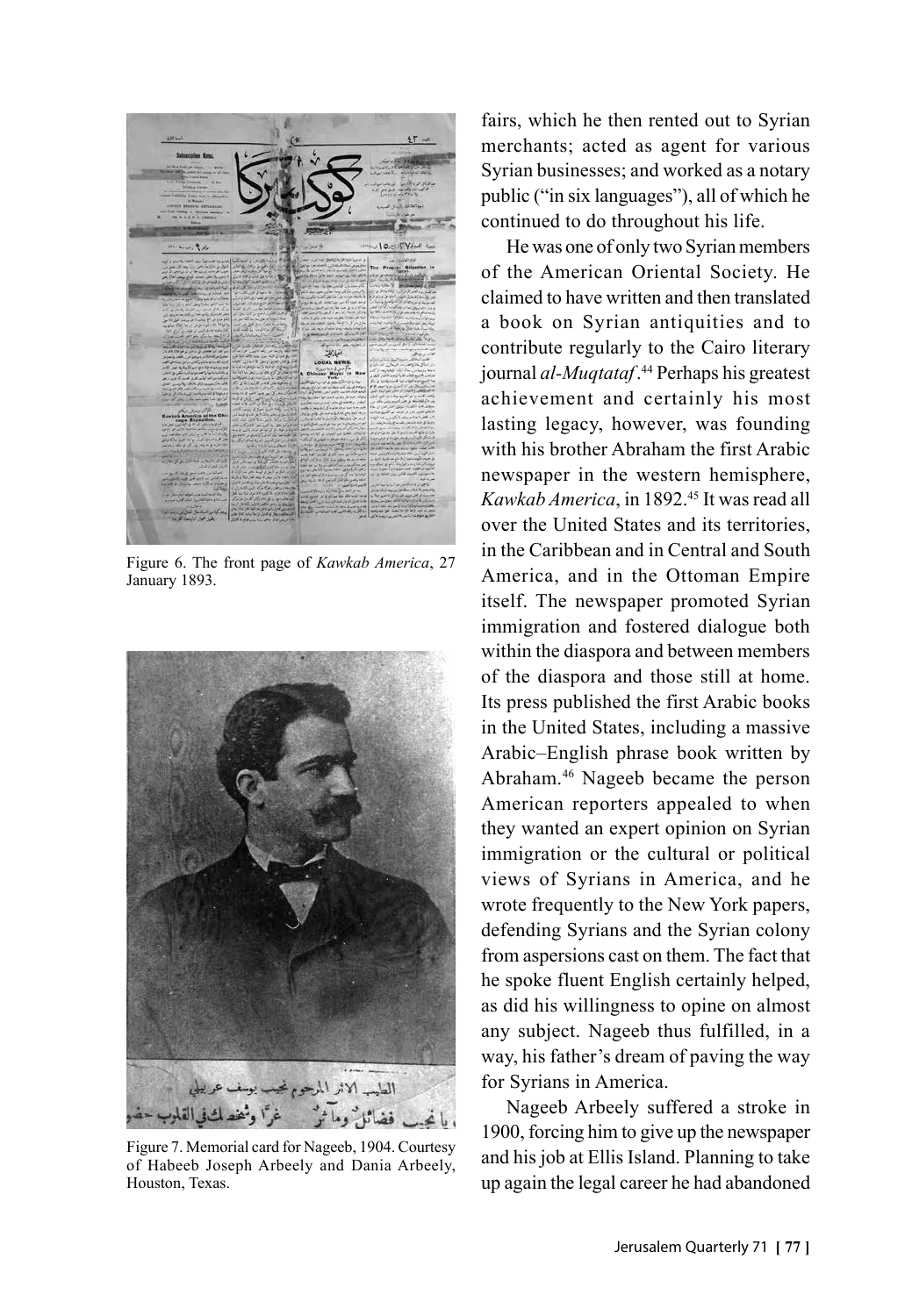Figure 6. The front page of *Kawkab America*, 27 January 1893.

Figure 7. Memorial card for Nageeb, 1904. Courtesy of Habeeb Joseph Arbeely and Dania Arbeely, Houston, Texas.

fairs, which he then rented out to Syrian merchants; acted as agent for various Syrian businesses; and worked as a notary public ("in six languages"), all of which he continued to do throughout his life.

He was one of only two Syrian members of the American Oriental Society. He claimed to have written and then translated a book on Syrian antiquities and to contribute regularly to the Cairo literary journal *al-Muqtataf*.[44] Perhaps his greatest achievement and certainly his most lasting legacy, however, was founding with his brother Abraham the first Arabic newspaper in the western hemisphere, *Kawkab America*, in 1892.[45] It was read all over the United States and its territories, in the Caribbean and in Central and South America, and in the Ottoman Empire itself. The newspaper promoted Syrian immigration and fostered dialogue both within the diaspora and between members of the diaspora and those still at home. Its press published the first Arabic books in the United States, including a massive Arabic–English phrase book written by Abraham.[46] Nageeb became the person American reporters appealed to when they wanted an expert opinion on Syrian immigration or the cultural or political views of Syrians in America, and he wrote frequently to the New York papers, defending Syrians and the Syrian colony from aspersions cast on them. The fact that he spoke fluent English certainly helped, as did his willingness to opine on almost any subject. Nageeb thus fulfilled, in a way, his father's dream of paving the way for Syrians in America.

Nageeb Arbeely suffered a stroke in 1900, forcing him to give up the newspaper and his job at Ellis Island. Planning to take up again the legal career he had abandoned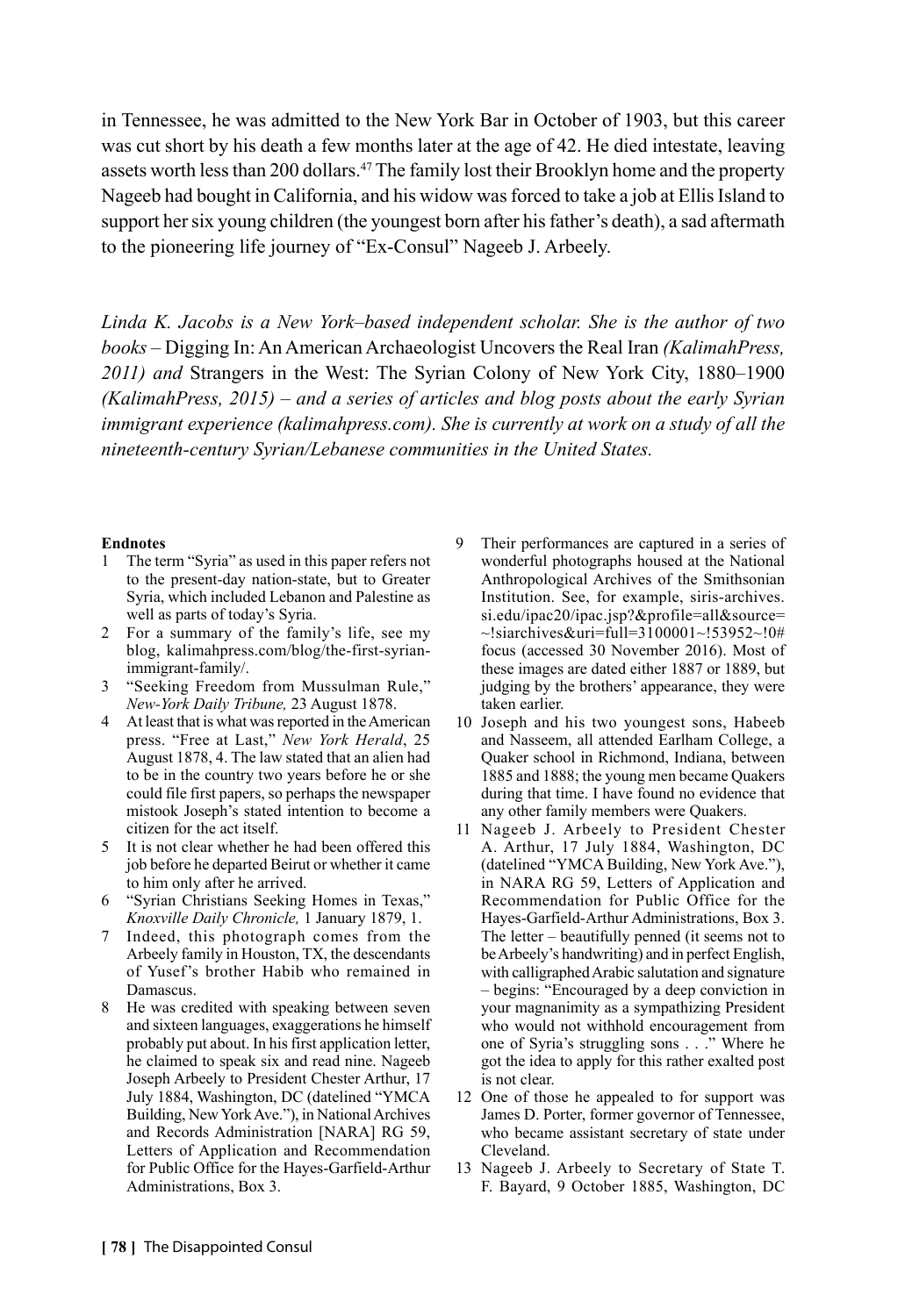in Tennessee, he was admitted to the New York Bar in October of 1903, but this career was cut short by his death a few months later at the age of 42. He died intestate, leaving assets worth less than 200 dollars.[47] The family lost their Brooklyn home and the property Nageeb had bought in California, and his widow was forced to take a job at Ellis Island to support her six young children (the youngest born after his father's death), a sad aftermath to the pioneering life journey of "Ex-Consul" Nageeb J. Arbeely.

*Linda K. Jacobs is a New York–based independent scholar. She is the author of two books –* Digging In: An American Archaeologist Uncovers the Real Iran *(KalimahPress, 2011) and* Strangers in the West: The Syrian Colony of New York City, 1880–1900 *(KalimahPress, 2015) – and a series of articles and blog posts about the early Syrian immigrant experience (kalimahpress.com). She is currently at work on a study of all the nineteenth-century Syrian/Lebanese communities in the United States.*

**Endnotes**

1 The term "Syria" as used in this paper refers not to the present-day nation-state, but to Greater Syria, which included Lebanon and Palestine as well as parts of today's Syria.

2 For a summary of the family's life, see my blog, kalimahpress.com/blog/the-first-syrian-immigrant-family/.

3 "Seeking Freedom from Mussulman Rule," *New-York Daily Tribune,* 23 August 1878.

4 At least that is what was reported in the American press. "Free at Last," *New York Herald*, 25 August 1878, 4. The law stated that an alien had to be in the country two years before he or she could file first papers, so perhaps the newspaper mistook Joseph's stated intention to become a citizen for the act itself.

5 It is not clear whether he had been offered this job before he departed Beirut or whether it came to him only after he arrived.

6 "Syrian Christians Seeking Homes in Texas," *Knoxville Daily Chronicle,* 1 January 1879, 1.

7 Indeed, this photograph comes from the Arbeely family in Houston, TX, the descendants of Yusef's brother Habib who remained in Damascus.

8 He was credited with speaking between seven and sixteen languages, exaggerations he himself probably put about. In his first application letter, he claimed to speak six and read nine. Nageeb Joseph Arbeely to President Chester Arthur, 17 July 1884, Washington, DC (datelined "YMCA Building, New York Ave."), in National Archives and Records Administration [NARA] RG 59, Letters of Application and Recommendation for Public Office for the Hayes-Garfield-Arthur Administrations, Box 3.

9 Their performances are captured in a series of wonderful photographs housed at the National Anthropological Archives of the Smithsonian Institution. See, for example, siris-archives.si.edu/ipac20/ipac.jsp?&profile=all&source=~!siarchives&uri=full=3100001~!53952~!0#focus (accessed 30 November 2016). Most of these images are dated either 1887 or 1889, but judging by the brothers' appearance, they were taken earlier.

10 Joseph and his two youngest sons, Habeeb and Nasseem, all attended Earlham College, a Quaker school in Richmond, Indiana, between 1885 and 1888; the young men became Quakers during that time. I have found no evidence that any other family members were Quakers.

11 Nageeb J. Arbeely to President Chester A. Arthur, 17 July 1884, Washington, DC (datelined "YMCA Building, New York Ave."), in NARA RG 59, Letters of Application and Recommendation for Public Office for the Hayes-Garfield-Arthur Administrations, Box 3. The letter – beautifully penned (it seems not to be Arbeely's handwriting) and in perfect English, with calligraphed Arabic salutation and signature – begins: "Encouraged by a deep conviction in your magnanimity as a sympathizing President who would not withhold encouragement from one of Syria's struggling sons . . ." Where he got the idea to apply for this rather exalted post is not clear.

12 One of those he appealed to for support was James D. Porter, former governor of Tennessee, who became assistant secretary of state under Cleveland.

13 Nageeb J. Arbeely to Secretary of State T. F. Bayard, 9 October 1885, Washington, DC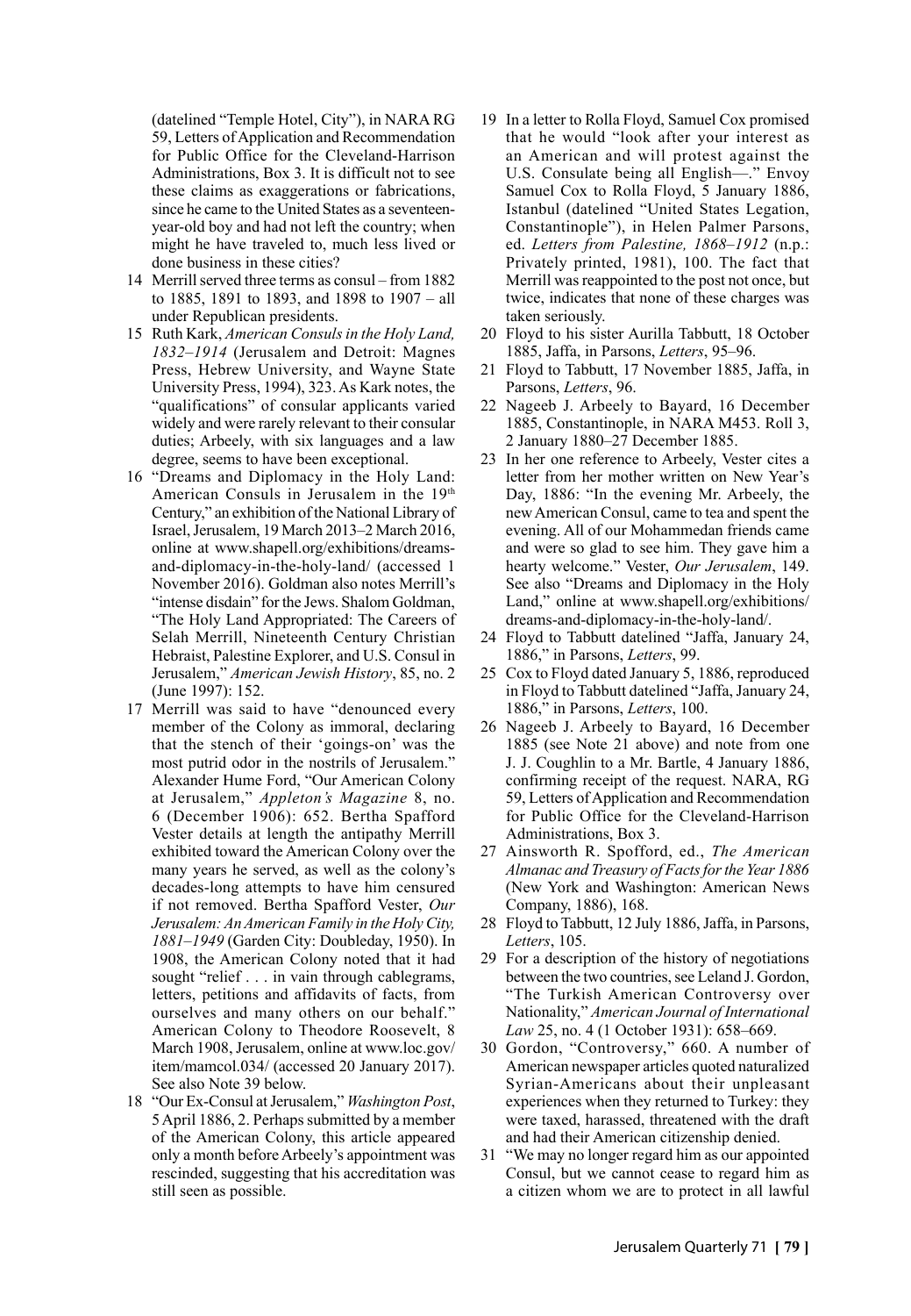(datelined "Temple Hotel, City"), in NARA RG 59, Letters of Application and Recommendation for Public Office for the Cleveland-Harrison Administrations, Box 3. It is difficult not to see these claims as exaggerations or fabrications, since he came to the United States as a seventeen-year-old boy and had not left the country; when might he have traveled to, much less lived or done business in these cities?

14 Merrill served three terms as consul – from 1882 to 1885, 1891 to 1893, and 1898 to 1907 – all under Republican presidents.

15 Ruth Kark, *American Consuls in the Holy Land, 1832–1914* (Jerusalem and Detroit: Magnes Press, Hebrew University, and Wayne State University Press, 1994), 323. As Kark notes, the "qualifications" of consular applicants varied widely and were rarely relevant to their consular duties; Arbeely, with six languages and a law degree, seems to have been exceptional.

16 "Dreams and Diplomacy in the Holy Land: American Consuls in Jerusalem in the 19th Century," an exhibition of the National Library of Israel, Jerusalem, 19 March 2013–2 March 2016, online at www.shapell.org/exhibitions/dreams-and-diplomacy-in-the-holy-land/ (accessed 1 November 2016). Goldman also notes Merrill's "intense disdain" for the Jews. Shalom Goldman, "The Holy Land Appropriated: The Careers of Selah Merrill, Nineteenth Century Christian Hebraist, Palestine Explorer, and U.S. Consul in Jerusalem," *American Jewish History*, 85, no. 2 (June 1997): 152.

17 Merrill was said to have "denounced every member of the Colony as immoral, declaring that the stench of their 'goings-on' was the most putrid odor in the nostrils of Jerusalem." Alexander Hume Ford, "Our American Colony at Jerusalem," *Appleton's Magazine* 8, no. 6 (December 1906): 652. Bertha Spafford Vester details at length the antipathy Merrill exhibited toward the American Colony over the many years he served, as well as the colony's decades-long attempts to have him censured if not removed. Bertha Spafford Vester, *Our Jerusalem: An American Family in the Holy City, 1881–1949* (Garden City: Doubleday, 1950). In 1908, the American Colony noted that it had sought "relief . . . in vain through cablegrams, letters, petitions and affidavits of facts, from ourselves and many others on our behalf." American Colony to Theodore Roosevelt, 8 March 1908, Jerusalem, online at www.loc.gov/item/mamcol.034/ (accessed 20 January 2017). See also Note 39 below.

18 "Our Ex-Consul at Jerusalem," *Washington Post*, 5 April 1886, 2. Perhaps submitted by a member of the American Colony, this article appeared only a month before Arbeely's appointment was rescinded, suggesting that his accreditation was still seen as possible.

19 In a letter to Rolla Floyd, Samuel Cox promised that he would "look after your interest as an American and will protest against the U.S. Consulate being all English—." Envoy Samuel Cox to Rolla Floyd, 5 January 1886, Istanbul (datelined "United States Legation, Constantinople"), in Helen Palmer Parsons, ed. *Letters from Palestine, 1868–1912* (n.p.: Privately printed, 1981), 100. The fact that Merrill was reappointed to the post not once, but twice, indicates that none of these charges was taken seriously.

20 Floyd to his sister Aurilla Tabbutt, 18 October 1885, Jaffa, in Parsons, *Letters*, 95–96.

21 Floyd to Tabbutt, 17 November 1885, Jaffa, in Parsons, *Letters*, 96.

22 Nageeb J. Arbeely to Bayard, 16 December 1885, Constantinople, in NARA M453. Roll 3, 2 January 1880–27 December 1885.

23 In her one reference to Arbeely, Vester cites a letter from her mother written on New Year's Day, 1886: "In the evening Mr. Arbeely, the new American Consul, came to tea and spent the evening. All of our Mohammedan friends came and were so glad to see him. They gave him a hearty welcome." Vester, *Our Jerusalem*, 149. See also "Dreams and Diplomacy in the Holy Land," online at www.shapell.org/exhibitions/dreams-and-diplomacy-in-the-holy-land/.

24 Floyd to Tabbutt datelined "Jaffa, January 24, 1886," in Parsons, *Letters*, 99.

25 Cox to Floyd dated January 5, 1886, reproduced in Floyd to Tabbutt datelined "Jaffa, January 24, 1886," in Parsons, *Letters*, 100.

26 Nageeb J. Arbeely to Bayard, 16 December 1885 (see Note 21 above) and note from one J. J. Coughlin to a Mr. Bartle, 4 January 1886, confirming receipt of the request. NARA, RG 59, Letters of Application and Recommendation for Public Office for the Cleveland-Harrison Administrations, Box 3.

27 Ainsworth R. Spofford, ed., *The American Almanac and Treasury of Facts for the Year 1886* (New York and Washington: American News Company, 1886), 168.

28 Floyd to Tabbutt, 12 July 1886, Jaffa, in Parsons, *Letters*, 105.

29 For a description of the history of negotiations between the two countries, see Leland J. Gordon, "The Turkish American Controversy over Nationality," *American Journal of International Law* 25, no. 4 (1 October 1931): 658–669.

30 Gordon, "Controversy," 660. A number of American newspaper articles quoted naturalized Syrian-Americans about their unpleasant experiences when they returned to Turkey: they were taxed, harassed, threatened with the draft and had their American citizenship denied.

31 "We may no longer regard him as our appointed Consul, but we cannot cease to regard him as a citizen whom we are to protect in all lawful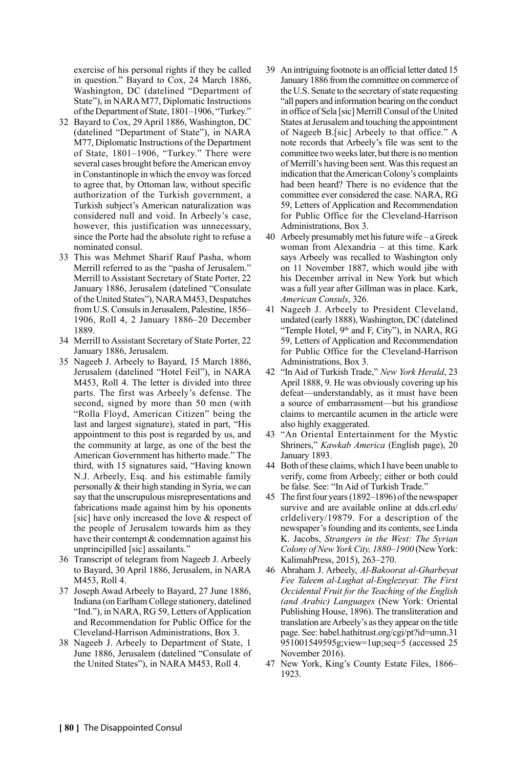exercise of his personal rights if they be called in question." Bayard to Cox, 24 March 1886, Washington, DC (datelined "Department of State"), in NARA M77, Diplomatic Instructions of the Department of State, 1801–1906, "Turkey."

32 Bayard to Cox, 29 April 1886, Washington, DC (datelined "Department of State"), in NARA M77, Diplomatic Instructions of the Department of State, 1801–1906, "Turkey." There were several cases brought before the American envoy in Constantinople in which the envoy was forced to agree that, by Ottoman law, without specific authorization of the Turkish government, a Turkish subject's American naturalization was considered null and void. In Arbeely's case, however, this justification was unnecessary, since the Porte had the absolute right to refuse a nominated consul.

33 This was Mehmet Sharif Rauf Pasha, whom Merrill referred to as the "pasha of Jerusalem." Merrill to Assistant Secretary of State Porter, 22 January 1886, Jerusalem (datelined "Consulate of the United States"), NARA M453, Despatches from U.S. Consuls in Jerusalem, Palestine, 1856–1906, Roll 4, 2 January 1886–20 December 1889.

34 Merrill to Assistant Secretary of State Porter, 22 January 1886, Jerusalem.

35 Nageeb J. Arbeely to Bayard, 15 March 1886, Jerusalem (datelined "Hotel Feil"), in NARA M453, Roll 4. The letter is divided into three parts. The first was Arbeely's defense. The second, signed by more than 50 men (with "Rolla Floyd, American Citizen" being the last and largest signature), stated in part, "His appointment to this post is regarded by us, and the community at large, as one of the best the American Government has hitherto made." The third, with 15 signatures said, "Having known N.J. Arbeely, Esq. and his estimable family personally & their high standing in Syria, we can say that the unscrupulous misrepresentations and fabrications made against him by his oponents [sic] have only increased the love & respect of the people of Jerusalem towards him as they have their contempt & condemnation against his unprincipilled [sic] assailants."

36 Transcript of telegram from Nageeb J. Arbeely to Bayard, 30 April 1886, Jerusalem, in NARA M453, Roll 4.

37 Joseph Awad Arbeely to Bayard, 27 June 1886, Indiana (on Earlham College stationery, datelined "Ind."), in NARA, RG 59, Letters of Application and Recommendation for Public Office for the Cleveland-Harrison Administrations, Box 3.

38 Nageeb J. Arbeely to Department of State, 1 June 1886, Jerusalem (datelined "Consulate of the United States"), in NARA M453, Roll 4.

39 An intriguing footnote is an official letter dated 15 January 1886 from the committee on commerce of the U.S. Senate to the secretary of state requesting "all papers and information bearing on the conduct in office of Sela [sic] Merrill Consul of the United States at Jerusalem and touching the appointment of Nageeb B.[sic] Arbeely to that office." A note records that Arbeely's file was sent to the committee two weeks later, but there is no mention of Merrill's having been sent. Was this request an indication that the American Colony's complaints had been heard? There is no evidence that the committee ever considered the case. NARA, RG 59, Letters of Application and Recommendation for Public Office for the Cleveland-Harrison Administrations, Box 3.

40 Arbeely presumably met his future wife – a Greek woman from Alexandria – at this time. Kark says Arbeely was recalled to Washington only on 11 November 1887, which would jibe with his December arrival in New York but which was a full year after Gillman was in place. Kark, *American Consuls*, 326.

41 Nageeb J. Arbeely to President Cleveland, undated (early 1888), Washington, DC (datelined "Temple Hotel, 9th and F, City"), in NARA, RG 59, Letters of Application and Recommendation for Public Office for the Cleveland-Harrison Administrations, Box 3.

42 "In Aid of Turkish Trade," *New York Herald*, 23 April 1888, 9. He was obviously covering up his defeat—understandably, as it must have been a source of embarrassment—but his grandiose claims to mercantile acumen in the article were also highly exaggerated.

43 "An Oriental Entertainment for the Mystic Shriners," *Kawkab America* (English page), 20 January 1893.

44 Both of these claims, which I have been unable to verify, come from Arbeely; either or both could be false. See: "In Aid of Turkish Trade."

45 The first four years (1892–1896) of the newspaper survive and are available online at dds.crl.edu/crldelivery/19879. For a description of the newspaper's founding and its contents, see Linda K. Jacobs, *Strangers in the West: The Syrian Colony of New York City, 1880–1900* (New York: KalimahPress, 2015), 263–270.

46 Abraham J. Arbeely, *Al-Bakoorat al-Gharbeyat Fee Taleem al-Lughat al-Englezeyat: The First Occidental Fruit for the Teaching of the English (and Arabic) Languages* (New York: Oriental Publishing House, 1896). The transliteration and translation are Arbeely's as they appear on the title page. See: babel.hathitrust.org/cgi/pt?id=umn.31951001549595g;view=1up;seq=5 (accessed 25 November 2016).

47 New York, King's County Estate Files, 1866–1923.